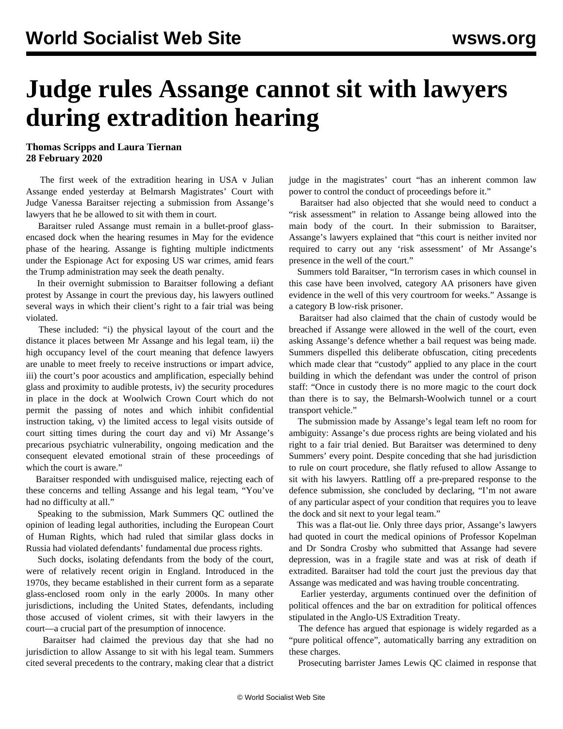# Judge rules Assange cannot sit with lawyers during extradition hearing

**Thomas Scripps and Laura Tiernan**
**28 February 2020**

The first week of the extradition hearing in USA v Julian Assange ended yesterday at Belmarsh Magistrates' Court with Judge Vanessa Baraitser rejecting a submission from Assange's lawyers that he be allowed to sit with them in court.

Baraitser ruled Assange must remain in a bullet-proof glass-encased dock when the hearing resumes in May for the evidence phase of the hearing. Assange is fighting multiple indictments under the Espionage Act for exposing US war crimes, amid fears the Trump administration may seek the death penalty.

In their overnight submission to Baraitser following a defiant protest by Assange in court the previous day, his lawyers outlined several ways in which their client's right to a fair trial was being violated.

These included: "i) the physical layout of the court and the distance it places between Mr Assange and his legal team, ii) the high occupancy level of the court meaning that defence lawyers are unable to meet freely to receive instructions or impart advice, iii) the court's poor acoustics and amplification, especially behind glass and proximity to audible protests, iv) the security procedures in place in the dock at Woolwich Crown Court which do not permit the passing of notes and which inhibit confidential instruction taking, v) the limited access to legal visits outside of court sitting times during the court day and vi) Mr Assange's precarious psychiatric vulnerability, ongoing medication and the consequent elevated emotional strain of these proceedings of which the court is aware."

Baraitser responded with undisguised malice, rejecting each of these concerns and telling Assange and his legal team, "You've had no difficulty at all."

Speaking to the submission, Mark Summers QC outlined the opinion of leading legal authorities, including the European Court of Human Rights, which had ruled that similar glass docks in Russia had violated defendants' fundamental due process rights.

Such docks, isolating defendants from the body of the court, were of relatively recent origin in England. Introduced in the 1970s, they became established in their current form as a separate glass-enclosed room only in the early 2000s. In many other jurisdictions, including the United States, defendants, including those accused of violent crimes, sit with their lawyers in the court—a crucial part of the presumption of innocence.

Baraitser had claimed the previous day that she had no jurisdiction to allow Assange to sit with his legal team. Summers cited several precedents to the contrary, making clear that a district judge in the magistrates' court "has an inherent common law power to control the conduct of proceedings before it."

Baraitser had also objected that she would need to conduct a "risk assessment" in relation to Assange being allowed into the main body of the court. In their submission to Baraitser, Assange's lawyers explained that "this court is neither invited nor required to carry out any 'risk assessment' of Mr Assange's presence in the well of the court."

Summers told Baraitser, "In terrorism cases in which counsel in this case have been involved, category AA prisoners have given evidence in the well of this very courtroom for weeks." Assange is a category B low-risk prisoner.

Baraitser had also claimed that the chain of custody would be breached if Assange were allowed in the well of the court, even asking Assange's defence whether a bail request was being made. Summers dispelled this deliberate obfuscation, citing precedents which made clear that "custody" applied to any place in the court building in which the defendant was under the control of prison staff: "Once in custody there is no more magic to the court dock than there is to say, the Belmarsh-Woolwich tunnel or a court transport vehicle."

The submission made by Assange's legal team left no room for ambiguity: Assange's due process rights are being violated and his right to a fair trial denied. But Baraitser was determined to deny Summers' every point. Despite conceding that she had jurisdiction to rule on court procedure, she flatly refused to allow Assange to sit with his lawyers. Rattling off a pre-prepared response to the defence submission, she concluded by declaring, "I'm not aware of any particular aspect of your condition that requires you to leave the dock and sit next to your legal team."

This was a flat-out lie. Only three days prior, Assange's lawyers had quoted in court the medical opinions of Professor Kopelman and Dr Sondra Crosby who submitted that Assange had severe depression, was in a fragile state and was at risk of death if extradited. Baraitser had told the court just the previous day that Assange was medicated and was having trouble concentrating.

Earlier yesterday, arguments continued over the definition of political offences and the bar on extradition for political offences stipulated in the Anglo-US Extradition Treaty.

The defence has argued that espionage is widely regarded as a "pure political offence", automatically barring any extradition on these charges.

Prosecuting barrister James Lewis QC claimed in response that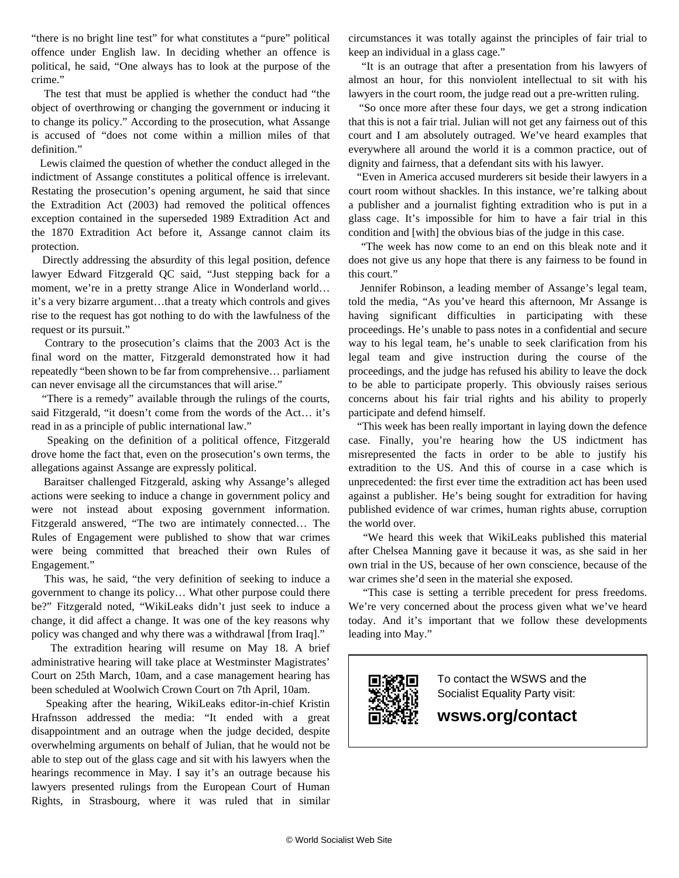"there is no bright line test" for what constitutes a "pure" political offence under English law. In deciding whether an offence is political, he said, "One always has to look at the purpose of the crime."

The test that must be applied is whether the conduct had "the object of overthrowing or changing the government or inducing it to change its policy." According to the prosecution, what Assange is accused of "does not come within a million miles of that definition."

Lewis claimed the question of whether the conduct alleged in the indictment of Assange constitutes a political offence is irrelevant. Restating the prosecution's opening argument, he said that since the Extradition Act (2003) had removed the political offences exception contained in the superseded 1989 Extradition Act and the 1870 Extradition Act before it, Assange cannot claim its protection.

Directly addressing the absurdity of this legal position, defence lawyer Edward Fitzgerald QC said, "Just stepping back for a moment, we're in a pretty strange Alice in Wonderland world… it's a very bizarre argument…that a treaty which controls and gives rise to the request has got nothing to do with the lawfulness of the request or its pursuit."

Contrary to the prosecution's claims that the 2003 Act is the final word on the matter, Fitzgerald demonstrated how it had repeatedly "been shown to be far from comprehensive… parliament can never envisage all the circumstances that will arise."

"There is a remedy" available through the rulings of the courts, said Fitzgerald, "it doesn't come from the words of the Act… it's read in as a principle of public international law."

Speaking on the definition of a political offence, Fitzgerald drove home the fact that, even on the prosecution's own terms, the allegations against Assange are expressly political.

Baraitser challenged Fitzgerald, asking why Assange's alleged actions were seeking to induce a change in government policy and were not instead about exposing government information. Fitzgerald answered, "The two are intimately connected… The Rules of Engagement were published to show that war crimes were being committed that breached their own Rules of Engagement."

This was, he said, "the very definition of seeking to induce a government to change its policy… What other purpose could there be?" Fitzgerald noted, "WikiLeaks didn't just seek to induce a change, it did affect a change. It was one of the key reasons why policy was changed and why there was a withdrawal [from Iraq]."

The extradition hearing will resume on May 18. A brief administrative hearing will take place at Westminster Magistrates' Court on 25th March, 10am, and a case management hearing has been scheduled at Woolwich Crown Court on 7th April, 10am.

Speaking after the hearing, WikiLeaks editor-in-chief Kristin Hrafnsson addressed the media: "It ended with a great disappointment and an outrage when the judge decided, despite overwhelming arguments on behalf of Julian, that he would not be able to step out of the glass cage and sit with his lawyers when the hearings recommence in May. I say it's an outrage because his lawyers presented rulings from the European Court of Human Rights, in Strasbourg, where it was ruled that in similar circumstances it was totally against the principles of fair trial to keep an individual in a glass cage."

"It is an outrage that after a presentation from his lawyers of almost an hour, for this nonviolent intellectual to sit with his lawyers in the court room, the judge read out a pre-written ruling.

"So once more after these four days, we get a strong indication that this is not a fair trial. Julian will not get any fairness out of this court and I am absolutely outraged. We've heard examples that everywhere all around the world it is a common practice, out of dignity and fairness, that a defendant sits with his lawyer.

"Even in America accused murderers sit beside their lawyers in a court room without shackles. In this instance, we're talking about a publisher and a journalist fighting extradition who is put in a glass cage. It's impossible for him to have a fair trial in this condition and [with] the obvious bias of the judge in this case.

"The week has now come to an end on this bleak note and it does not give us any hope that there is any fairness to be found in this court."

Jennifer Robinson, a leading member of Assange's legal team, told the media, "As you've heard this afternoon, Mr Assange is having significant difficulties in participating with these proceedings. He's unable to pass notes in a confidential and secure way to his legal team, he's unable to seek clarification from his legal team and give instruction during the course of the proceedings, and the judge has refused his ability to leave the dock to be able to participate properly. This obviously raises serious concerns about his fair trial rights and his ability to properly participate and defend himself.

"This week has been really important in laying down the defence case. Finally, you're hearing how the US indictment has misrepresented the facts in order to be able to justify his extradition to the US. And this of course in a case which is unprecedented: the first ever time the extradition act has been used against a publisher. He's being sought for extradition for having published evidence of war crimes, human rights abuse, corruption the world over.

"We heard this week that WikiLeaks published this material after Chelsea Manning gave it because it was, as she said in her own trial in the US, because of her own conscience, because of the war crimes she'd seen in the material she exposed.

"This case is setting a terrible precedent for press freedoms. We're very concerned about the process given what we've heard today. And it's important that we follow these developments leading into May."

To contact the WSWS and the Socialist Equality Party visit:

**wsws.org/contact**